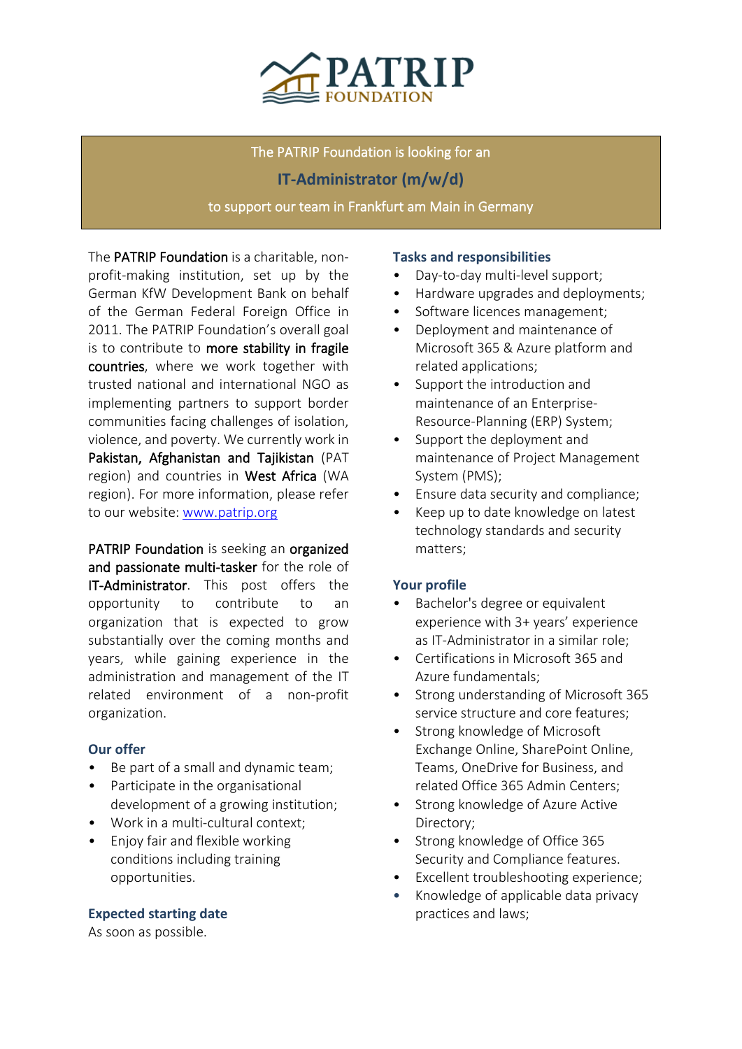PATRIP FOUNDATION

The PATRIP Foundation is looking for an

## IT-Administrator (m/w/d)

to support our team in Frankfurt am Main in Germany

The **PATRIP Foundation** is a charitable, non-profit-making institution, set up by the German KfW Development Bank on behalf of the German Federal Foreign Office in 2011. The PATRIP Foundation's overall goal is to contribute to **more stability in fragile countries**, where we work together with trusted national and international NGO as implementing partners to support border communities facing challenges of isolation, violence, and poverty. We currently work in **Pakistan, Afghanistan and Tajikistan** (PAT region) and countries in **West Africa** (WA region). For more information, please refer to our website: [www.patrip.org](www.patrip.org)

**PATRIP Foundation** is seeking an **organized and passionate multi-tasker** for the role of **IT-Administrator**. This post offers the opportunity to contribute to an organization that is expected to grow substantially over the coming months and years, while gaining experience in the administration and management of the IT related environment of a non-profit organization.

### Our offer

- Be part of a small and dynamic team;
- Participate in the organisational development of a growing institution;
- Work in a multi-cultural context;
- Enjoy fair and flexible working conditions including training opportunities.

### Expected starting date

As soon as possible.

### Tasks and responsibilities

- Day-to-day multi-level support;
- Hardware upgrades and deployments;
- Software licences management;
- Deployment and maintenance of Microsoft 365 & Azure platform and related applications;
- Support the introduction and maintenance of an Enterprise-Resource-Planning (ERP) System;
- Support the deployment and maintenance of Project Management System (PMS);
- Ensure data security and compliance;
- Keep up to date knowledge on latest technology standards and security matters;

### Your profile

- Bachelor's degree or equivalent experience with 3+ years' experience as IT-Administrator in a similar role;
- Certifications in Microsoft 365 and Azure fundamentals;
- Strong understanding of Microsoft 365 service structure and core features;
- Strong knowledge of Microsoft Exchange Online, SharePoint Online, Teams, OneDrive for Business, and related Office 365 Admin Centers;
- Strong knowledge of Azure Active Directory;
- Strong knowledge of Office 365 Security and Compliance features.
- Excellent troubleshooting experience;
- Knowledge of applicable data privacy practices and laws;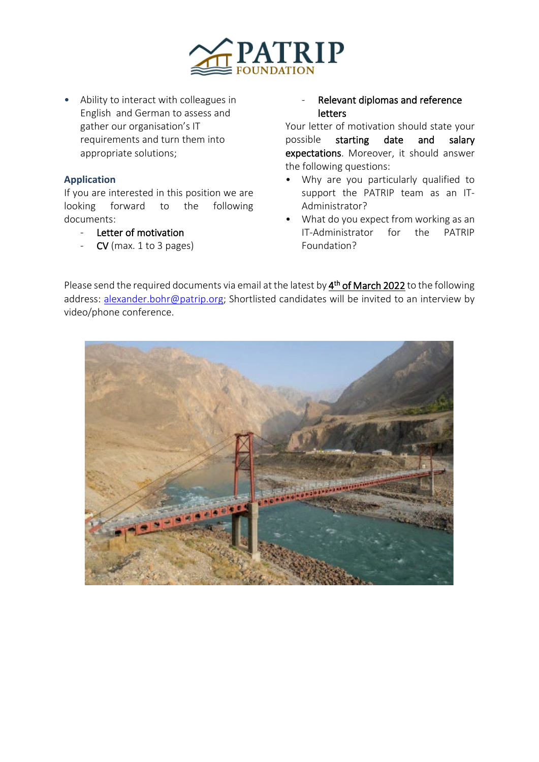- Ability to interact with colleagues in English and German to assess and gather our organisation's IT requirements and turn them into appropriate solutions;

**Application**

If you are interested in this position we are looking forward to the following documents:

- Letter of motivation
- CV (max. 1 to 3 pages)
- Relevant diplomas and reference letters

Your letter of motivation should state your possible starting date and salary expectations. Moreover, it should answer the following questions:

- Why are you particularly qualified to support the PATRIP team as an IT-Administrator?
- What do you expect from working as an IT-Administrator for the PATRIP Foundation?

Please send the required documents via email at the latest by 4th of March 2022 to the following address: alexander.bohr@patrip.org; Shortlisted candidates will be invited to an interview by video/phone conference.